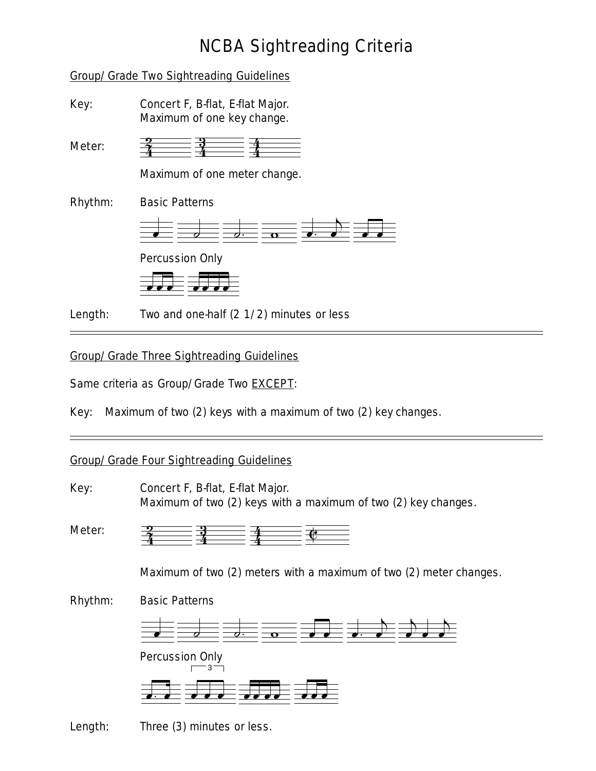# NCBA Sightreading Criteria

## Group/Grade Two Sightreading Guidelines

Key: Concert F, B-flat, E-flat Major.
Maximum of one key change.

Meter: 2/4 3/4 4/4

Maximum of one meter change.

Rhythm: Basic Patterns

Percussion Only

Length: Two and one-half (2 1/2) minutes or less

---

## Group/Grade Three Sightreading Guidelines

Same criteria as Group/Grade Two EXCEPT:

Key: Maximum of two (2) keys with a maximum of two (2) key changes.

---

## Group/Grade Four Sightreading Guidelines

Key: Concert F, B-flat, E-flat Major.
Maximum of two (2) keys with a maximum of two (2) key changes.

Meter: 2/4 3/4 4/4 ¢

Maximum of two (2) meters with a maximum of two (2) meter changes.

Rhythm: Basic Patterns

Percussion Only

3

Length: Three (3) minutes or less.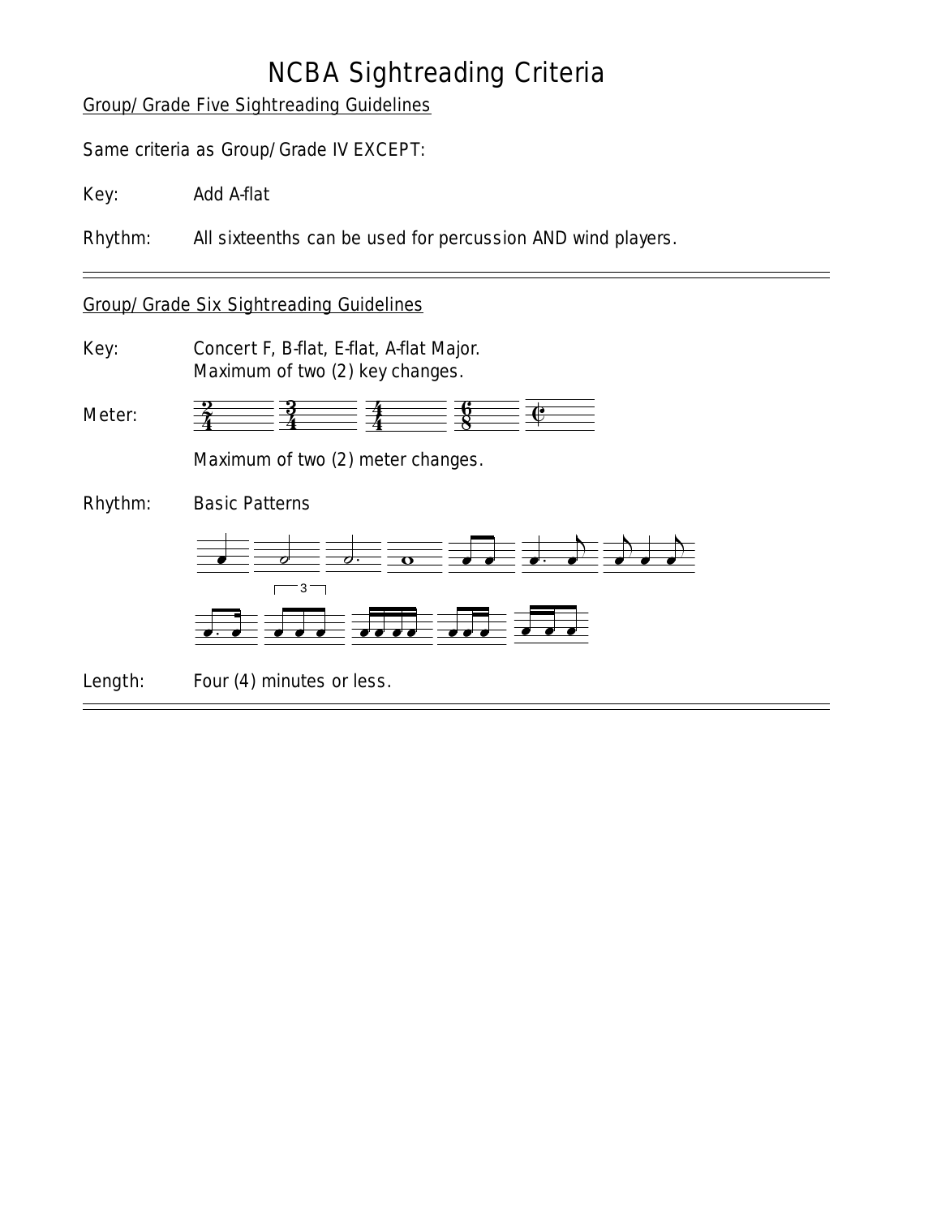# NCBA Sightreading Criteria

## Group/Grade Five Sightreading Guidelines

Same criteria as Group/Grade IV EXCEPT:

Key: Add A-flat

Rhythm: All sixteenths can be used for percussion AND wind players.

---

## Group/Grade Six Sightreading Guidelines

Key: Concert F, B-flat, E-flat, A-flat Major.
Maximum of two (2) key changes.

Meter: 2/4, 3/4, 4/4, 6/8, ¢

Maximum of two (2) meter changes.

Rhythm: Basic Patterns

Length: Four (4) minutes or less.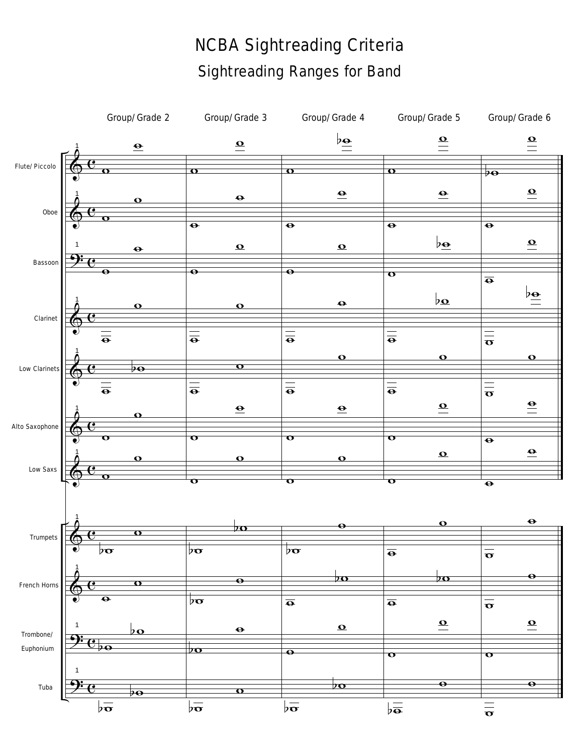# NCBA Sightreading Criteria

## Sightreading Ranges for Band

Group/Grade 2 | Group/Grade 3 | Group/Grade 4 | Group/Grade 5 | Group/Grade 6

Flute/Piccolo

Oboe

Bassoon

Clarinet

Low Clarinets

Alto Saxophone

Low Saxs

Trumpets

French Horns

Trombone/ Euphonium

Tuba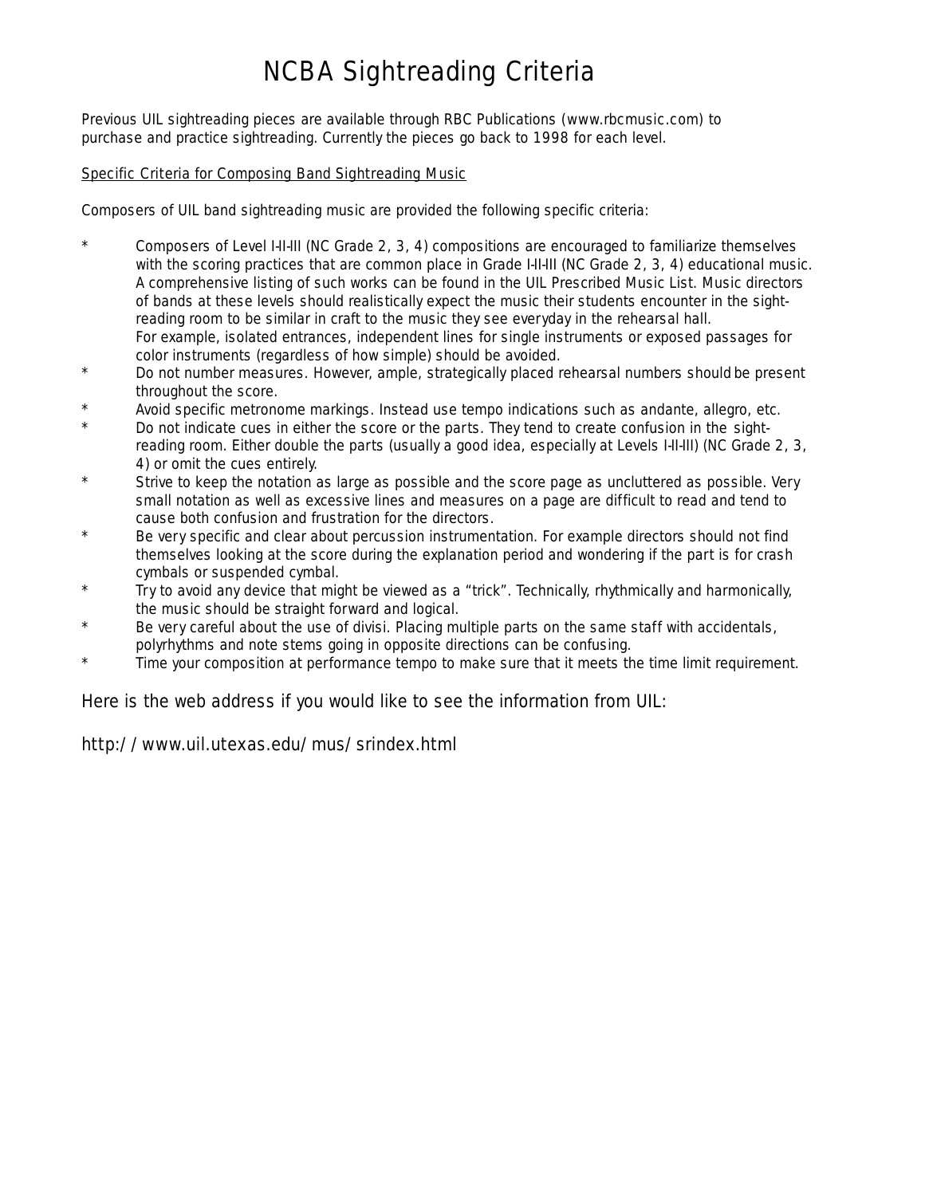# NCBA Sightreading Criteria

Previous UIL sightreading pieces are available through RBC Publications (www.rbcmusic.com) to purchase and practice sightreading. Currently the pieces go back to 1998 for each level.

Specific Criteria for Composing Band Sightreading Music

Composers of UIL band sightreading music are provided the following specific criteria:

* Composers of Level I-II-III (NC Grade 2, 3, 4) compositions are encouraged to familiarize themselves with the scoring practices that are common place in Grade I-II-III (NC Grade 2, 3, 4) educational music. A comprehensive listing of such works can be found in the UIL Prescribed Music List. Music directors of bands at these levels should realistically expect the music their students encounter in the sight-reading room to be similar in craft to the music they see everyday in the rehearsal hall. For example, isolated entrances, independent lines for single instruments or exposed passages for color instruments (regardless of how simple) should be avoided.
* Do not number measures. However, ample, strategically placed rehearsal numbers should be present throughout the score.
* Avoid specific metronome markings. Instead use tempo indications such as andante, allegro, etc.
* Do not indicate cues in either the score or the parts. They tend to create confusion in the sight-reading room. Either double the parts (usually a good idea, especially at Levels I-II-III) (NC Grade 2, 3, 4) or omit the cues entirely.
* Strive to keep the notation as large as possible and the score page as uncluttered as possible. Very small notation as well as excessive lines and measures on a page are difficult to read and tend to cause both confusion and frustration for the directors.
* Be very specific and clear about percussion instrumentation. For example directors should not find themselves looking at the score during the explanation period and wondering if the part is for crash cymbals or suspended cymbal.
* Try to avoid any device that might be viewed as a "trick". Technically, rhythmically and harmonically, the music should be straight forward and logical.
* Be very careful about the use of divisi. Placing multiple parts on the same staff with accidentals, polyrhythms and note stems going in opposite directions can be confusing.
* Time your composition at performance tempo to make sure that it meets the time limit requirement.

Here is the web address if you would like to see the information from UIL:

http://www.uil.utexas.edu/mus/srindex.html